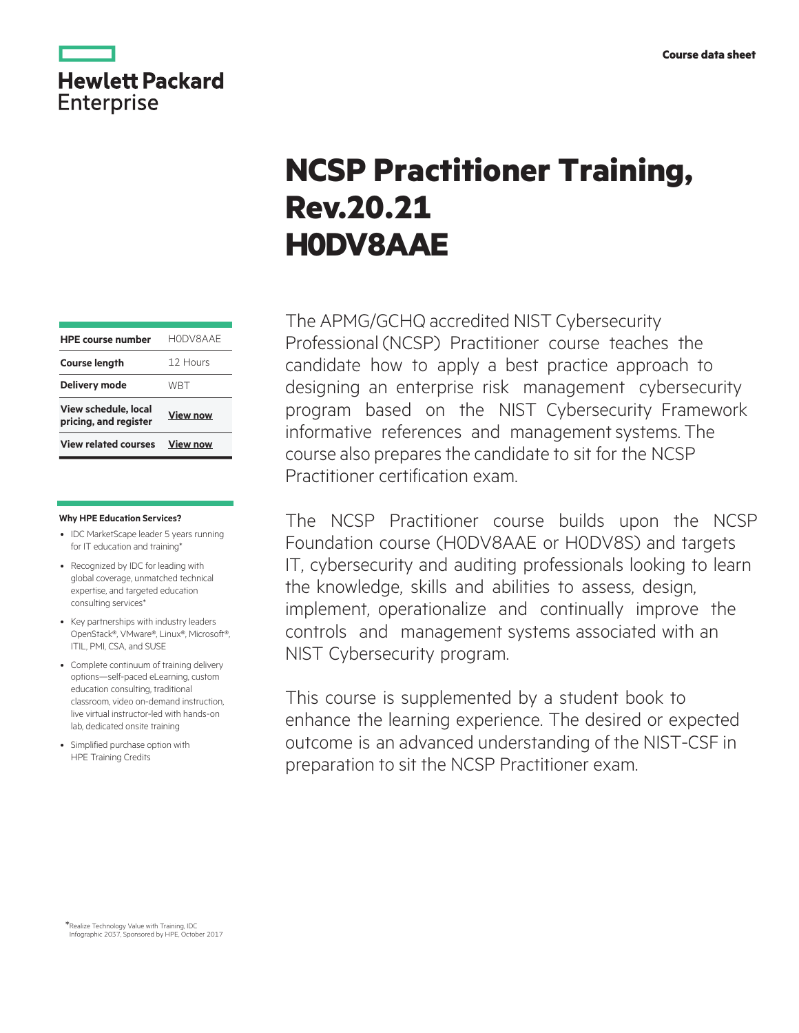Hewlett Packard Enterprise

Course data sheet

# NCSP Practitioner Training, Rev.20.21 H0DV8AAE

| HPE course number | H0DV8AAE |
|---|---|
| Course length | 12 Hours |
| Delivery mode | WBT |
| View schedule, local pricing, and register | View now |
| View related courses | View now |

The APMG/GCHQ accredited NIST Cybersecurity Professional (NCSP) Practitioner course teaches the candidate how to apply a best practice approach to designing an enterprise risk management cybersecurity program based on the NIST Cybersecurity Framework informative references and management systems. The course also prepares the candidate to sit for the NCSP Practitioner certification exam.

The NCSP Practitioner course builds upon the NCSP Foundation course (H0DV8AAE or H0DV8S) and targets IT, cybersecurity and auditing professionals looking to learn the knowledge, skills and abilities to assess, design, implement, operationalize and continually improve the controls and management systems associated with an NIST Cybersecurity program.

This course is supplemented by a student book to enhance the learning experience. The desired or expected outcome is an advanced understanding of the NIST-CSF in preparation to sit the NCSP Practitioner exam.

**Why HPE Education Services?**

- IDC MarketScape leader 5 years running for IT education and training*
- Recognized by IDC for leading with global coverage, unmatched technical expertise, and targeted education consulting services*
- Key partnerships with industry leaders OpenStack®, VMware®, Linux®, Microsoft®, ITIL, PMI, CSA, and SUSE
- Complete continuum of training delivery options—self-paced eLearning, custom education consulting, traditional classroom, video on-demand instruction, live virtual instructor-led with hands-on lab, dedicated onsite training
- Simplified purchase option with HPE Training Credits

*Realize Technology Value with Training, IDC Infographic 2037, Sponsored by HPE, October 2017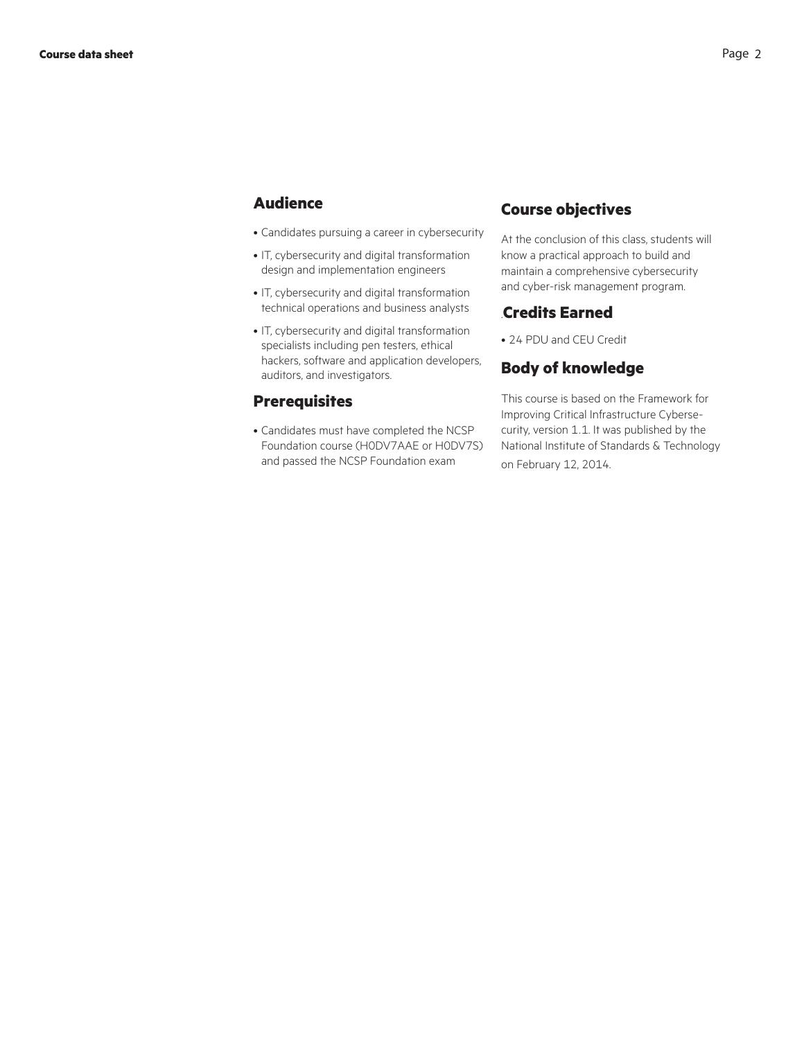## Audience

- Candidates pursuing a career in cybersecurity
- IT, cybersecurity and digital transformation design and implementation engineers
- IT, cybersecurity and digital transformation technical operations and business analysts
- IT, cybersecurity and digital transformation specialists including pen testers, ethical hackers, software and application developers, auditors, and investigators.

## Prerequisites

- Candidates must have completed the NCSP Foundation course (H0DV7AAE or H0DV7S) and passed the NCSP Foundation exam

## Course objectives

At the conclusion of this class, students will know a practical approach to build and maintain a comprehensive cybersecurity and cyber-risk management program.

## .Credits Earned

- 24 PDU and CEU Credit

## Body of knowledge

This course is based on the Framework for Improving Critical Infrastructure Cybersecurity, version 1.1. It was published by the National Institute of Standards & Technology on February 12, 2014.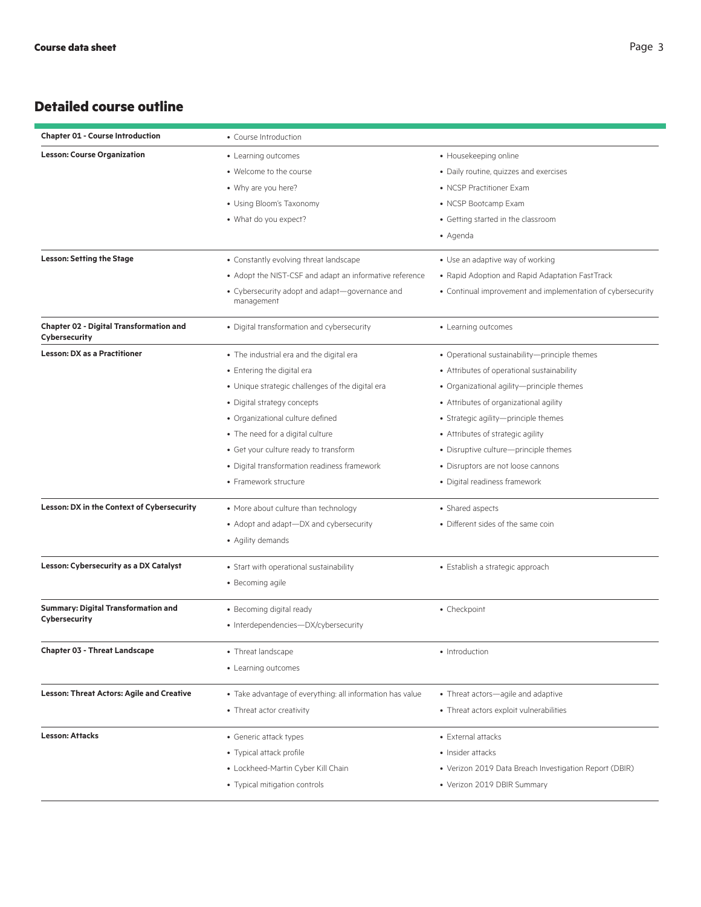## Detailed course outline

| | | |
|---|---|---|
| **Chapter 01 - Course Introduction** | • Course Introduction | |
| **Lesson: Course Organization** | • Learning outcomes<br>• Welcome to the course<br>• Why are you here?<br>• Using Bloom's Taxonomy<br>• What do you expect? | • Housekeeping online<br>• Daily routine, quizzes and exercises<br>• NCSP Practitioner Exam<br>• NCSP Bootcamp Exam<br>• Getting started in the classroom<br>• Agenda |
| **Lesson: Setting the Stage** | • Constantly evolving threat landscape<br>• Adopt the NIST-CSF and adapt an informative reference<br>• Cybersecurity adopt and adapt—governance and management | • Use an adaptive way of working<br>• Rapid Adoption and Rapid Adaptation FastTrack<br>• Continual improvement and implementation of cybersecurity |
| **Chapter 02 - Digital Transformation and Cybersecurity** | • Digital transformation and cybersecurity | • Learning outcomes |
| **Lesson: DX as a Practitioner** | • The industrial era and the digital era<br>• Entering the digital era<br>• Unique strategic challenges of the digital era<br>• Digital strategy concepts<br>• Organizational culture defined<br>• The need for a digital culture<br>• Get your culture ready to transform<br>• Digital transformation readiness framework<br>• Framework structure | • Operational sustainability—principle themes<br>• Attributes of operational sustainability<br>• Organizational agility—principle themes<br>• Attributes of organizational agility<br>• Strategic agility—principle themes<br>• Attributes of strategic agility<br>• Disruptive culture—principle themes<br>• Disruptors are not loose cannons<br>• Digital readiness framework |
| **Lesson: DX in the Context of Cybersecurity** | • More about culture than technology<br>• Adopt and adapt—DX and cybersecurity<br>• Agility demands | • Shared aspects<br>• Different sides of the same coin |
| **Lesson: Cybersecurity as a DX Catalyst** | • Start with operational sustainability<br>• Becoming agile | • Establish a strategic approach |
| **Summary: Digital Transformation and Cybersecurity** | • Becoming digital ready<br>• Interdependencies—DX/cybersecurity | • Checkpoint |
| **Chapter 03 - Threat Landscape** | • Threat landscape<br>• Learning outcomes | • Introduction |
| **Lesson: Threat Actors: Agile and Creative** | • Take advantage of everything: all information has value<br>• Threat actor creativity | • Threat actors—agile and adaptive<br>• Threat actors exploit vulnerabilities |
| **Lesson: Attacks** | • Generic attack types<br>• Typical attack profile<br>• Lockheed-Martin Cyber Kill Chain<br>• Typical mitigation controls | • External attacks<br>• Insider attacks<br>• Verizon 2019 Data Breach Investigation Report (DBIR)<br>• Verizon 2019 DBIR Summary |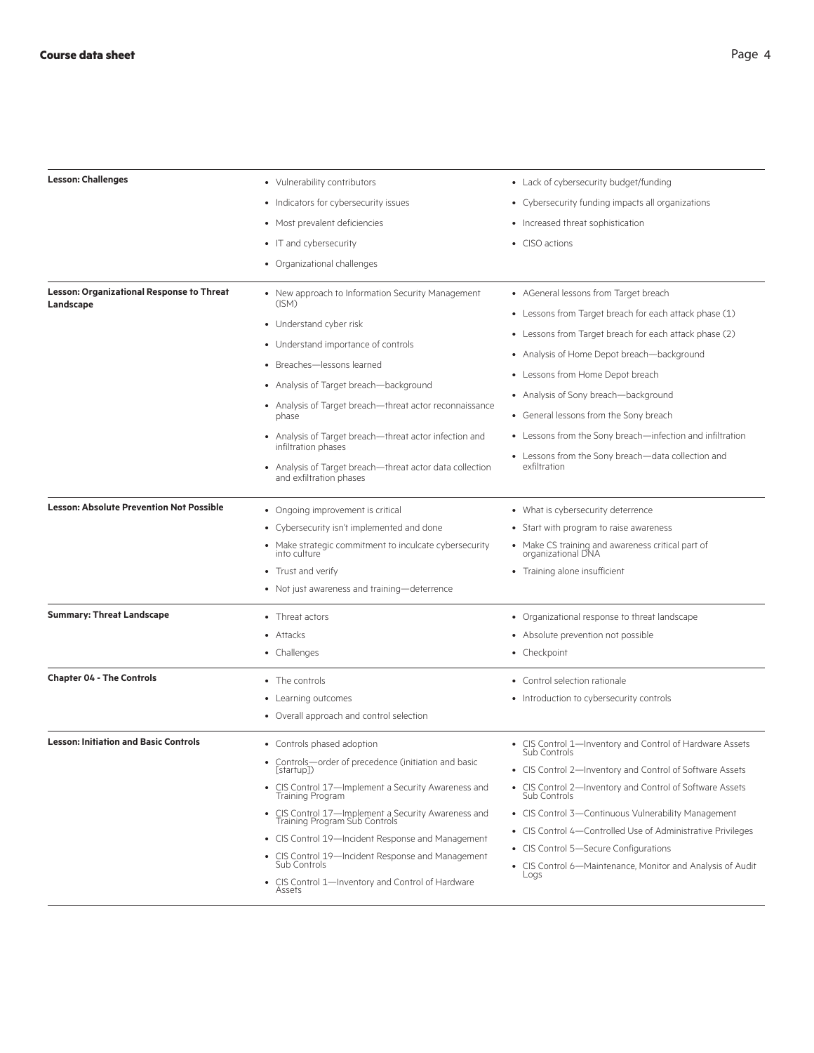| | | |
|---|---|---|
| **Lesson: Challenges** | • Vulnerability contributors<br>• Indicators for cybersecurity issues<br>• Most prevalent deficiencies<br>• IT and cybersecurity<br>• Organizational challenges | • Lack of cybersecurity budget/funding<br>• Cybersecurity funding impacts all organizations<br>• Increased threat sophistication<br>• CISO actions |
| **Lesson: Organizational Response to Threat Landscape** | • New approach to Information Security Management (ISM)<br>• Understand cyber risk<br>• Understand importance of controls<br>• Breaches—lessons learned<br>• Analysis of Target breach—background<br>• Analysis of Target breach—threat actor reconnaissance phase<br>• Analysis of Target breach—threat actor infection and infiltration phases<br>• Analysis of Target breach—threat actor data collection and exfiltration phases | • AGeneral lessons from Target breach<br>• Lessons from Target breach for each attack phase (1)<br>• Lessons from Target breach for each attack phase (2)<br>• Analysis of Home Depot breach—background<br>• Lessons from Home Depot breach<br>• Analysis of Sony breach—background<br>• General lessons from the Sony breach<br>• Lessons from the Sony breach—infection and infiltration<br>• Lessons from the Sony breach—data collection and exfiltration |
| **Lesson: Absolute Prevention Not Possible** | • Ongoing improvement is critical<br>• Cybersecurity isn't implemented and done<br>• Make strategic commitment to inculcate cybersecurity into culture<br>• Trust and verify<br>• Not just awareness and training—deterrence | • What is cybersecurity deterrence<br>• Start with program to raise awareness<br>• Make CS training and awareness critical part of organizational DNA<br>• Training alone insufficient |
| **Summary: Threat Landscape** | • Threat actors<br>• Attacks<br>• Challenges | • Organizational response to threat landscape<br>• Absolute prevention not possible<br>• Checkpoint |
| **Chapter 04 - The Controls** | • The controls<br>• Learning outcomes<br>• Overall approach and control selection | • Control selection rationale<br>• Introduction to cybersecurity controls |
| **Lesson: Initiation and Basic Controls** | • Controls phased adoption<br>• Controls—order of precedence (initiation and basic [startup])<br>• CIS Control 17—Implement a Security Awareness and Training Program<br>• CIS Control 17—Implement a Security Awareness and Training Program Sub Controls<br>• CIS Control 19—Incident Response and Management<br>• CIS Control 19—Incident Response and Management Sub Controls<br>• CIS Control 1—Inventory and Control of Hardware Assets | • CIS Control 1—Inventory and Control of Hardware Assets Sub Controls<br>• CIS Control 2—Inventory and Control of Software Assets<br>• CIS Control 2—Inventory and Control of Software Assets Sub Controls<br>• CIS Control 3—Continuous Vulnerability Management<br>• CIS Control 4—Controlled Use of Administrative Privileges<br>• CIS Control 5—Secure Configurations<br>• CIS Control 6—Maintenance, Monitor and Analysis of Audit Logs |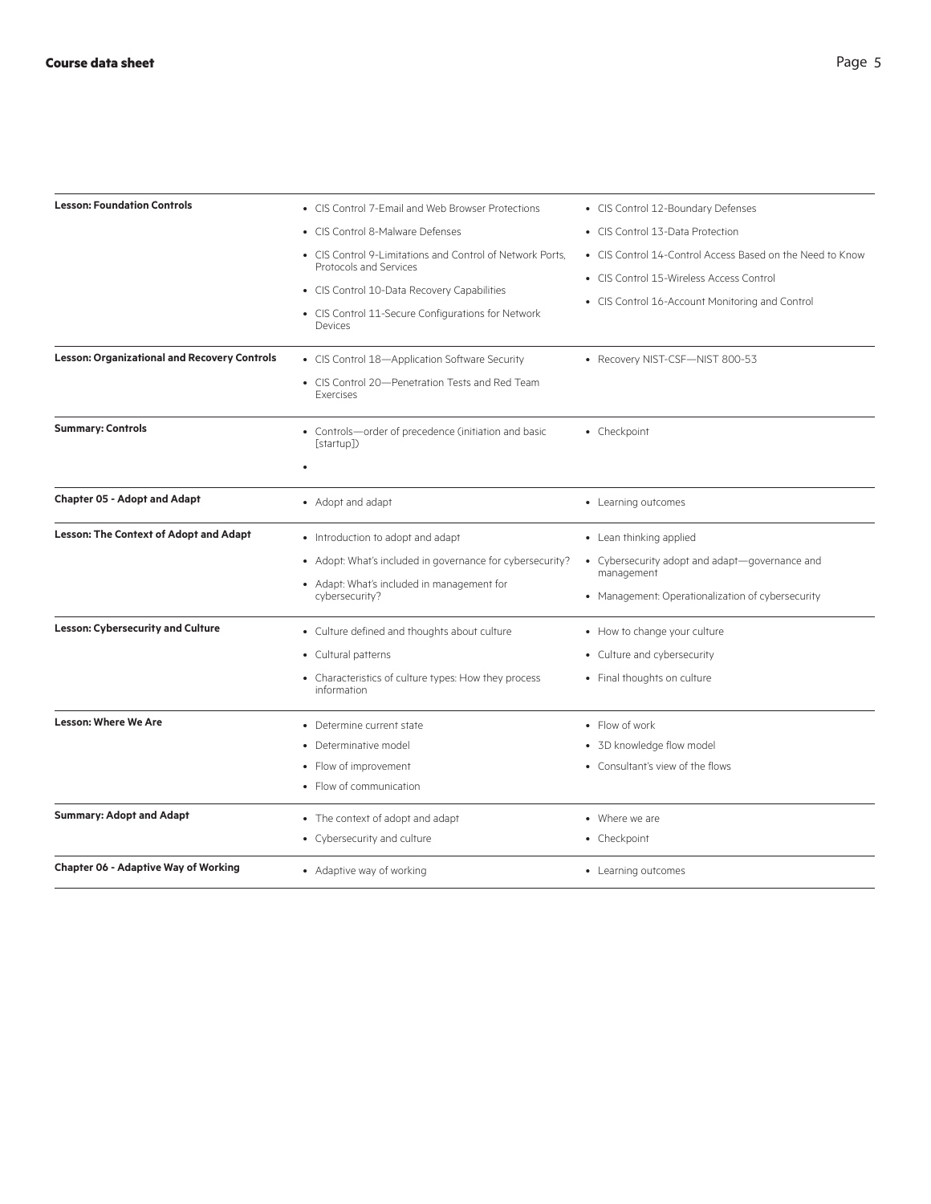| | | |
|---|---|---|
| **Lesson: Foundation Controls** | • CIS Control 7-Email and Web Browser Protections<br>• CIS Control 8-Malware Defenses<br>• CIS Control 9-Limitations and Control of Network Ports, Protocols and Services<br>• CIS Control 10-Data Recovery Capabilities<br>• CIS Control 11-Secure Configurations for Network Devices | • CIS Control 12-Boundary Defenses<br>• CIS Control 13-Data Protection<br>• CIS Control 14-Control Access Based on the Need to Know<br>• CIS Control 15-Wireless Access Control<br>• CIS Control 16-Account Monitoring and Control |
| **Lesson: Organizational and Recovery Controls** | • CIS Control 18—Application Software Security<br>• CIS Control 20—Penetration Tests and Red Team Exercises | • Recovery NIST-CSF—NIST 800-53 |
| **Summary: Controls** | • Controls—order of precedence (initiation and basic [startup])<br>• | • Checkpoint |
| **Chapter 05 - Adopt and Adapt** | • Adopt and adapt | • Learning outcomes |
| **Lesson: The Context of Adopt and Adapt** | • Introduction to adopt and adapt<br>• Adopt: What's included in governance for cybersecurity?<br>• Adapt: What's included in management for cybersecurity? | • Lean thinking applied<br>• Cybersecurity adopt and adapt—governance and management<br>• Management: Operationalization of cybersecurity |
| **Lesson: Cybersecurity and Culture** | • Culture defined and thoughts about culture<br>• Cultural patterns<br>• Characteristics of culture types: How they process information | • How to change your culture<br>• Culture and cybersecurity<br>• Final thoughts on culture |
| **Lesson: Where We Are** | • Determine current state<br>• Determinative model<br>• Flow of improvement<br>• Flow of communication | • Flow of work<br>• 3D knowledge flow model<br>• Consultant's view of the flows |
| **Summary: Adopt and Adapt** | • The context of adopt and adapt<br>• Cybersecurity and culture | • Where we are<br>• Checkpoint |
| **Chapter 06 - Adaptive Way of Working** | • Adaptive way of working | • Learning outcomes |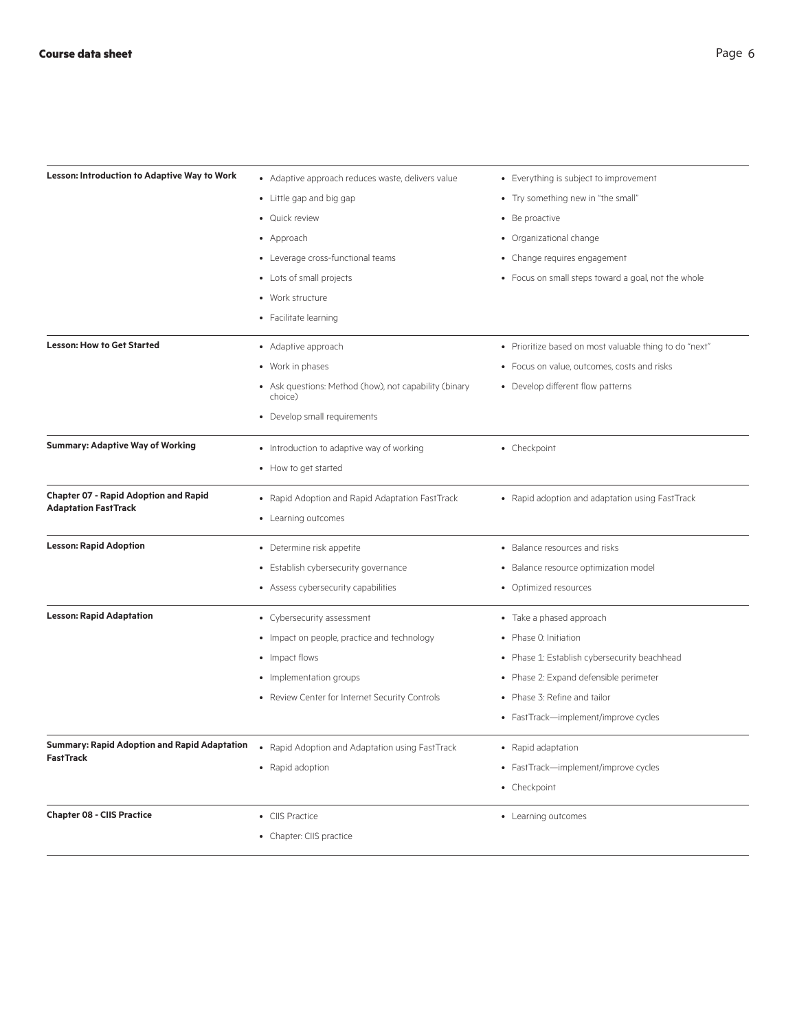| | | |
|---|---|---|
| **Lesson: Introduction to Adaptive Way to Work** | • Adaptive approach reduces waste, delivers value<br>• Little gap and big gap<br>• Quick review<br>• Approach<br>• Leverage cross-functional teams<br>• Lots of small projects<br>• Work structure<br>• Facilitate learning | • Everything is subject to improvement<br>• Try something new in "the small"<br>• Be proactive<br>• Organizational change<br>• Change requires engagement<br>• Focus on small steps toward a goal, not the whole |
| **Lesson: How to Get Started** | • Adaptive approach<br>• Work in phases<br>• Ask questions: Method (how), not capability (binary choice)<br>• Develop small requirements | • Prioritize based on most valuable thing to do "next"<br>• Focus on value, outcomes, costs and risks<br>• Develop different flow patterns |
| **Summary: Adaptive Way of Working** | • Introduction to adaptive way of working<br>• How to get started | • Checkpoint |
| **Chapter 07 - Rapid Adoption and Rapid Adaptation FastTrack** | • Rapid Adoption and Rapid Adaptation FastTrack<br>• Learning outcomes | • Rapid adoption and adaptation using FastTrack |
| **Lesson: Rapid Adoption** | • Determine risk appetite<br>• Establish cybersecurity governance<br>• Assess cybersecurity capabilities | • Balance resources and risks<br>• Balance resource optimization model<br>• Optimized resources |
| **Lesson: Rapid Adaptation** | • Cybersecurity assessment<br>• Impact on people, practice and technology<br>• Impact flows<br>• Implementation groups<br>• Review Center for Internet Security Controls | • Take a phased approach<br>• Phase 0: Initiation<br>• Phase 1: Establish cybersecurity beachhead<br>• Phase 2: Expand defensible perimeter<br>• Phase 3: Refine and tailor<br>• FastTrack—implement/improve cycles |
| **Summary: Rapid Adoption and Rapid Adaptation FastTrack** | • Rapid Adoption and Adaptation using FastTrack<br>• Rapid adoption | • Rapid adaptation<br>• FastTrack—implement/improve cycles<br>• Checkpoint |
| **Chapter 08 - CIIS Practice** | • CIIS Practice<br>• Chapter: CIIS practice | • Learning outcomes |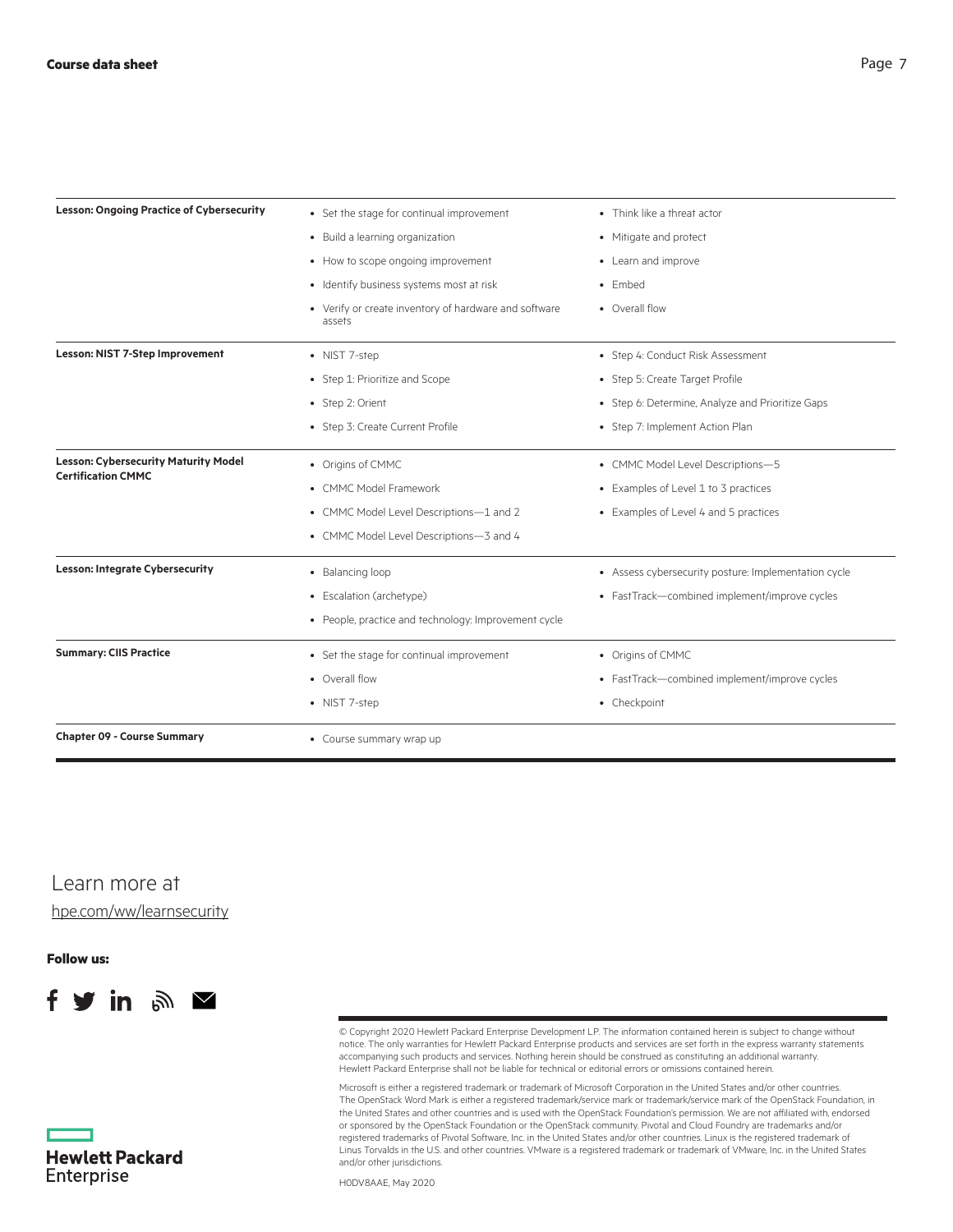| | | |
|---|---|---|
| **Lesson: Ongoing Practice of Cybersecurity** | • Set the stage for continual improvement<br>• Build a learning organization<br>• How to scope ongoing improvement<br>• Identify business systems most at risk<br>• Verify or create inventory of hardware and software assets | • Think like a threat actor<br>• Mitigate and protect<br>• Learn and improve<br>• Embed<br>• Overall flow |
| **Lesson: NIST 7-Step Improvement** | • NIST 7-step<br>• Step 1: Prioritize and Scope<br>• Step 2: Orient<br>• Step 3: Create Current Profile | • Step 4: Conduct Risk Assessment<br>• Step 5: Create Target Profile<br>• Step 6: Determine, Analyze and Prioritize Gaps<br>• Step 7: Implement Action Plan |
| **Lesson: Cybersecurity Maturity Model Certification CMMC** | • Origins of CMMC<br>• CMMC Model Framework<br>• CMMC Model Level Descriptions—1 and 2<br>• CMMC Model Level Descriptions—3 and 4 | • CMMC Model Level Descriptions—5<br>• Examples of Level 1 to 3 practices<br>• Examples of Level 4 and 5 practices |
| **Lesson: Integrate Cybersecurity** | • Balancing loop<br>• Escalation (archetype)<br>• People, practice and technology: Improvement cycle | • Assess cybersecurity posture: Implementation cycle<br>• FastTrack—combined implement/improve cycles |
| **Summary: CIIS Practice** | • Set the stage for continual improvement<br>• Overall flow<br>• NIST 7-step | • Origins of CMMC<br>• FastTrack—combined implement/improve cycles<br>• Checkpoint |
| **Chapter 09 - Course Summary** | • Course summary wrap up | |

Learn more at
hpe.com/ww/learnsecurity

**Follow us:**

© Copyright 2020 Hewlett Packard Enterprise Development LP. The information contained herein is subject to change without notice. The only warranties for Hewlett Packard Enterprise products and services are set forth in the express warranty statements accompanying such products and services. Nothing herein should be construed as constituting an additional warranty. Hewlett Packard Enterprise shall not be liable for technical or editorial errors or omissions contained herein.

Microsoft is either a registered trademark or trademark of Microsoft Corporation in the United States and/or other countries. The OpenStack Word Mark is either a registered trademark/service mark or trademark/service mark of the OpenStack Foundation, in the United States and other countries and is used with the OpenStack Foundation's permission. We are not affiliated with, endorsed or sponsored by the OpenStack Foundation or the OpenStack community. Pivotal and Cloud Foundry are trademarks and/or registered trademarks of Pivotal Software, Inc. in the United States and/or other countries. Linux is the registered trademark of Linus Torvalds in the U.S. and other countries. VMware is a registered trademark or trademark of VMware, Inc. in the United States and/or other jurisdictions.

H0DV8AAE, May 2020

Hewlett Packard Enterprise